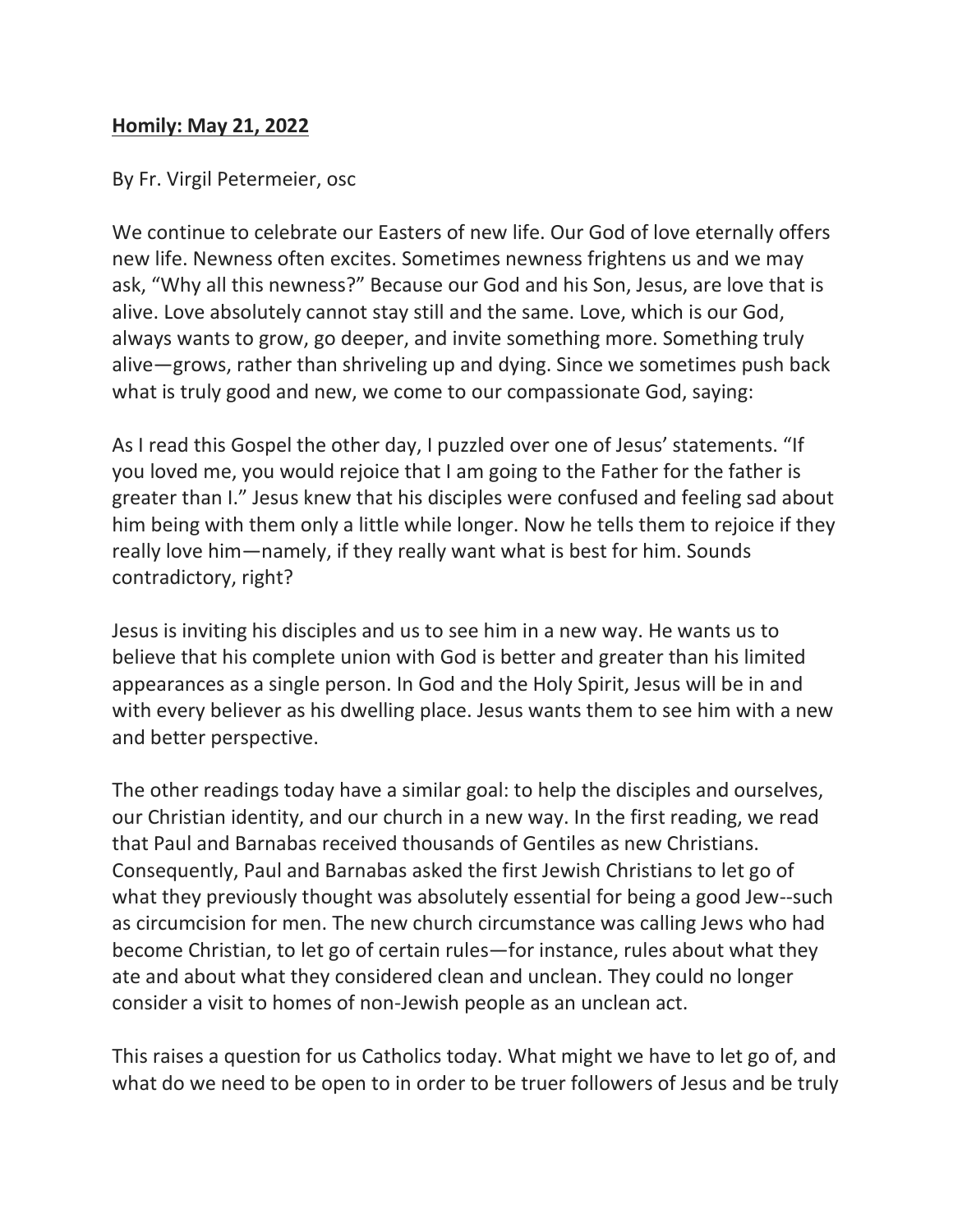**Homily: May 21, 2022**

By Fr. Virgil Petermeier, osc

We continue to celebrate our Easters of new life. Our God of love eternally offers new life. Newness often excites. Sometimes newness frightens us and we may ask, "Why all this newness?" Because our God and his Son, Jesus, are love that is alive. Love absolutely cannot stay still and the same. Love, which is our God, always wants to grow, go deeper, and invite something more. Something truly alive—grows, rather than shriveling up and dying. Since we sometimes push back what is truly good and new, we come to our compassionate God, saying:

As I read this Gospel the other day, I puzzled over one of Jesus' statements. "If you loved me, you would rejoice that I am going to the Father for the father is greater than I." Jesus knew that his disciples were confused and feeling sad about him being with them only a little while longer. Now he tells them to rejoice if they really love him—namely, if they really want what is best for him. Sounds contradictory, right?

Jesus is inviting his disciples and us to see him in a new way. He wants us to believe that his complete union with God is better and greater than his limited appearances as a single person. In God and the Holy Spirit, Jesus will be in and with every believer as his dwelling place. Jesus wants them to see him with a new and better perspective.

The other readings today have a similar goal: to help the disciples and ourselves, our Christian identity, and our church in a new way. In the first reading, we read that Paul and Barnabas received thousands of Gentiles as new Christians. Consequently, Paul and Barnabas asked the first Jewish Christians to let go of what they previously thought was absolutely essential for being a good Jew--such as circumcision for men. The new church circumstance was calling Jews who had become Christian, to let go of certain rules—for instance, rules about what they ate and about what they considered clean and unclean. They could no longer consider a visit to homes of non-Jewish people as an unclean act.

This raises a question for us Catholics today. What might we have to let go of, and what do we need to be open to in order to be truer followers of Jesus and be truly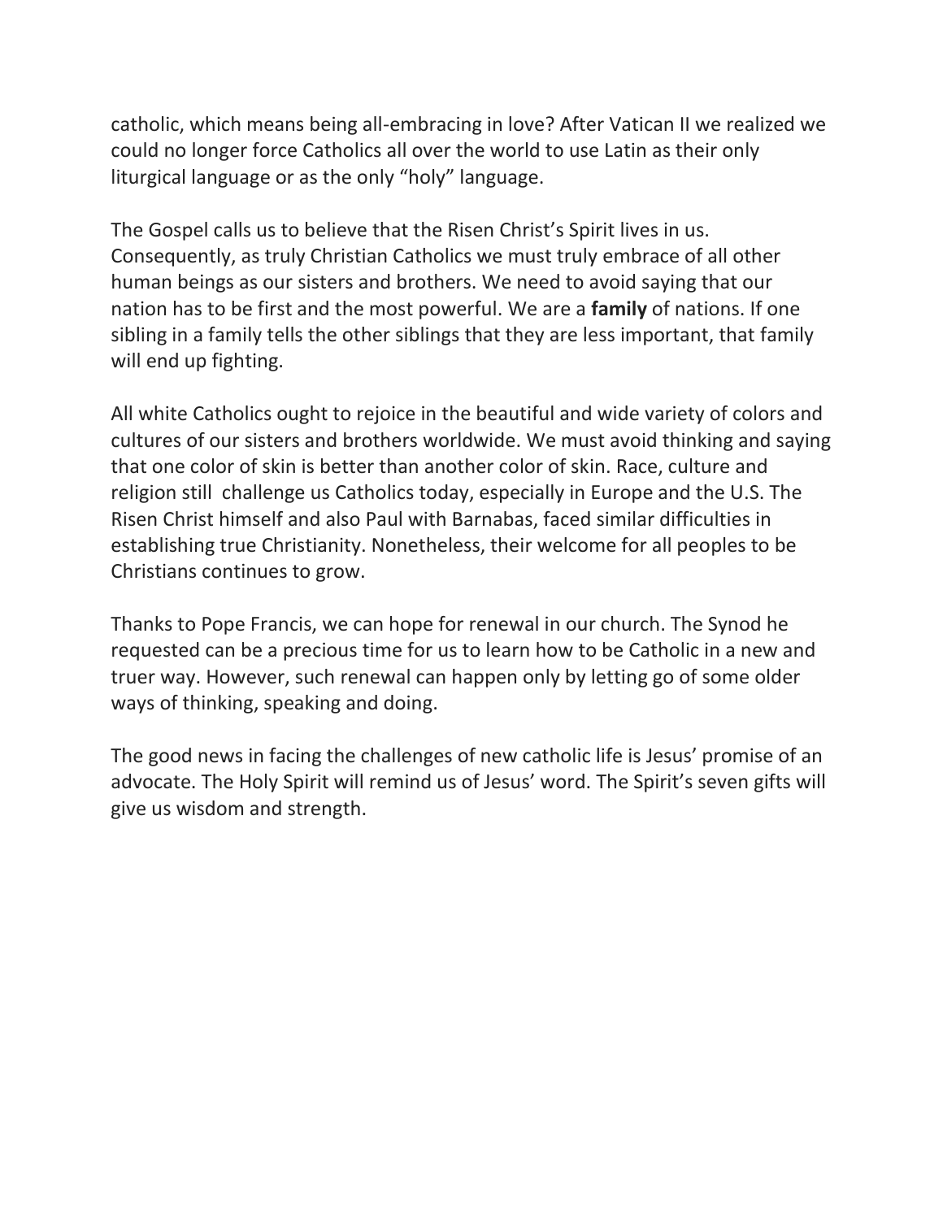catholic, which means being all-embracing in love? After Vatican II we realized we could no longer force Catholics all over the world to use Latin as their only liturgical language or as the only "holy" language.

The Gospel calls us to believe that the Risen Christ's Spirit lives in us. Consequently, as truly Christian Catholics we must truly embrace of all other human beings as our sisters and brothers. We need to avoid saying that our nation has to be first and the most powerful. We are a **family** of nations. If one sibling in a family tells the other siblings that they are less important, that family will end up fighting.

All white Catholics ought to rejoice in the beautiful and wide variety of colors and cultures of our sisters and brothers worldwide. We must avoid thinking and saying that one color of skin is better than another color of skin. Race, culture and religion still challenge us Catholics today, especially in Europe and the U.S. The Risen Christ himself and also Paul with Barnabas, faced similar difficulties in establishing true Christianity. Nonetheless, their welcome for all peoples to be Christians continues to grow.

Thanks to Pope Francis, we can hope for renewal in our church. The Synod he requested can be a precious time for us to learn how to be Catholic in a new and truer way. However, such renewal can happen only by letting go of some older ways of thinking, speaking and doing.

The good news in facing the challenges of new catholic life is Jesus' promise of an advocate. The Holy Spirit will remind us of Jesus' word. The Spirit's seven gifts will give us wisdom and strength.